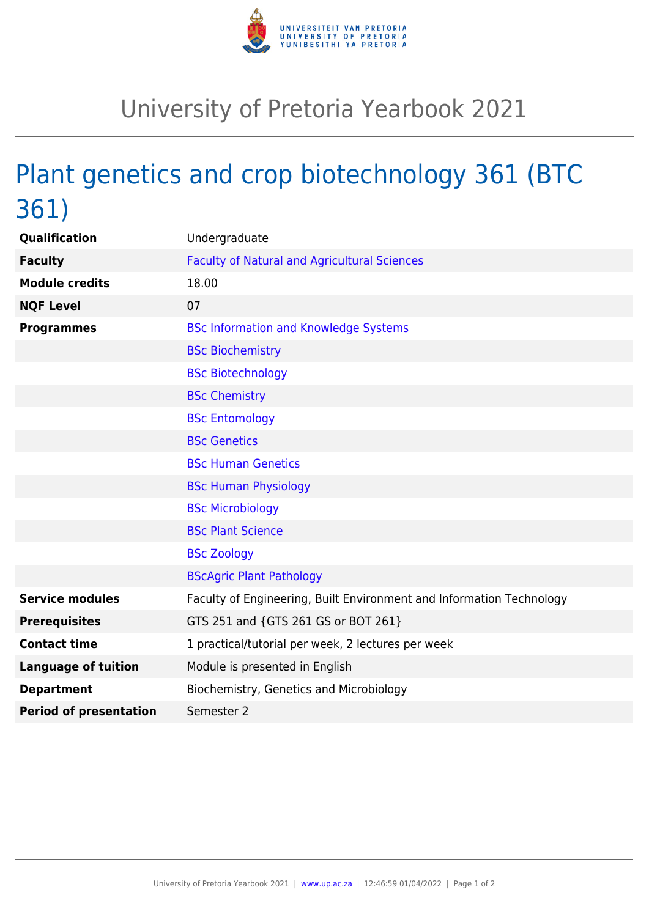# University of Pretoria Yearbook 2021

## Plant genetics and crop biotechnology 361 (BTC 361)

| | |
|---|---|
| **Qualification** | Undergraduate |
| **Faculty** | Faculty of Natural and Agricultural Sciences |
| **Module credits** | 18.00 |
| **NQF Level** | 07 |
| **Programmes** | BSc Information and Knowledge Systems |
| | BSc Biochemistry |
| | BSc Biotechnology |
| | BSc Chemistry |
| | BSc Entomology |
| | BSc Genetics |
| | BSc Human Genetics |
| | BSc Human Physiology |
| | BSc Microbiology |
| | BSc Plant Science |
| | BSc Zoology |
| | BScAgric Plant Pathology |
| **Service modules** | Faculty of Engineering, Built Environment and Information Technology |
| **Prerequisites** | GTS 251 and {GTS 261 GS or BOT 261} |
| **Contact time** | 1 practical/tutorial per week, 2 lectures per week |
| **Language of tuition** | Module is presented in English |
| **Department** | Biochemistry, Genetics and Microbiology |
| **Period of presentation** | Semester 2 |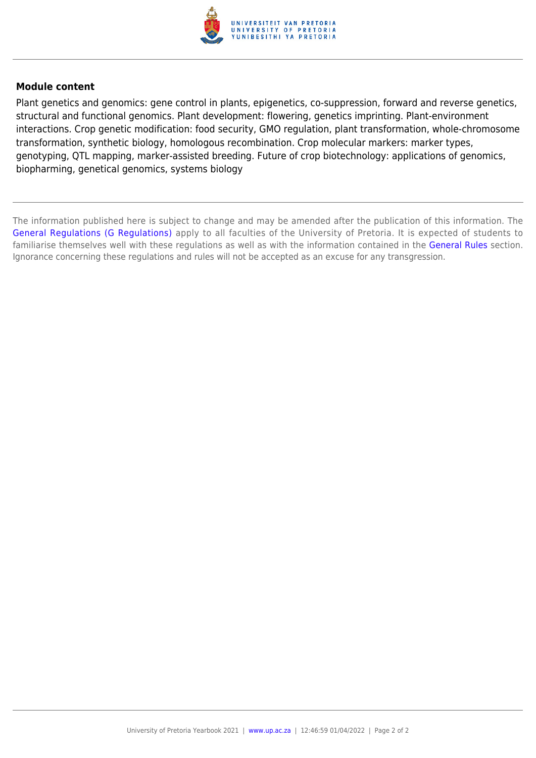### Module content

Plant genetics and genomics: gene control in plants, epigenetics, co-suppression, forward and reverse genetics, structural and functional genomics. Plant development: flowering, genetics imprinting. Plant-environment interactions. Crop genetic modification: food security, GMO regulation, plant transformation, whole-chromosome transformation, synthetic biology, homologous recombination. Crop molecular markers: marker types, genotyping, QTL mapping, marker-assisted breeding. Future of crop biotechnology: applications of genomics, biopharming, genetical genomics, systems biology

The information published here is subject to change and may be amended after the publication of this information. The General Regulations (G Regulations) apply to all faculties of the University of Pretoria. It is expected of students to familiarise themselves well with these regulations as well as with the information contained in the General Rules section. Ignorance concerning these regulations and rules will not be accepted as an excuse for any transgression.